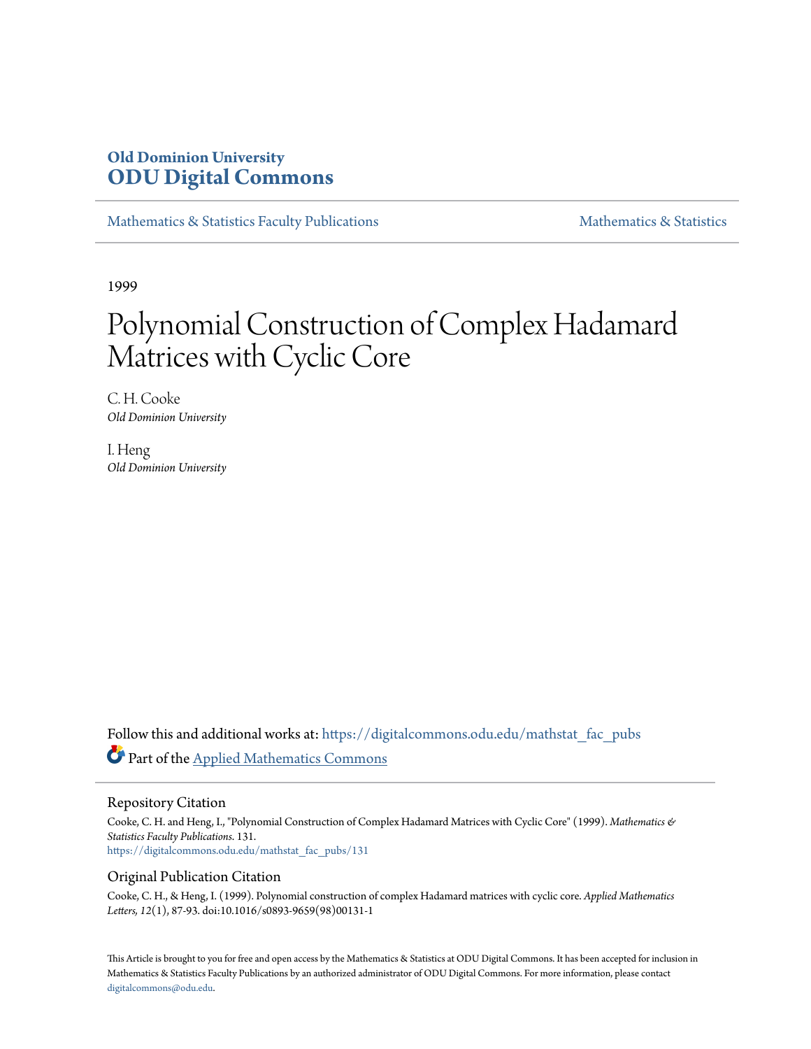Old Dominion University
**ODU Digital Commons**

Mathematics & Statistics Faculty Publications

Mathematics & Statistics

1999

# Polynomial Construction of Complex Hadamard Matrices with Cyclic Core

C. H. Cooke
*Old Dominion University*

I. Heng
*Old Dominion University*

Follow this and additional works at: https://digitalcommons.odu.edu/mathstat_fac_pubs

Part of the Applied Mathematics Commons

## Repository Citation

Cooke, C. H. and Heng, I., "Polynomial Construction of Complex Hadamard Matrices with Cyclic Core" (1999). *Mathematics & Statistics Faculty Publications*. 131.
https://digitalcommons.odu.edu/mathstat_fac_pubs/131

## Original Publication Citation

Cooke, C. H., & Heng, I. (1999). Polynomial construction of complex Hadamard matrices with cyclic core. *Applied Mathematics Letters, 12*(1), 87-93. doi:10.1016/s0893-9659(98)00131-1

This Article is brought to you for free and open access by the Mathematics & Statistics at ODU Digital Commons. It has been accepted for inclusion in Mathematics & Statistics Faculty Publications by an authorized administrator of ODU Digital Commons. For more information, please contact digitalcommons@odu.edu.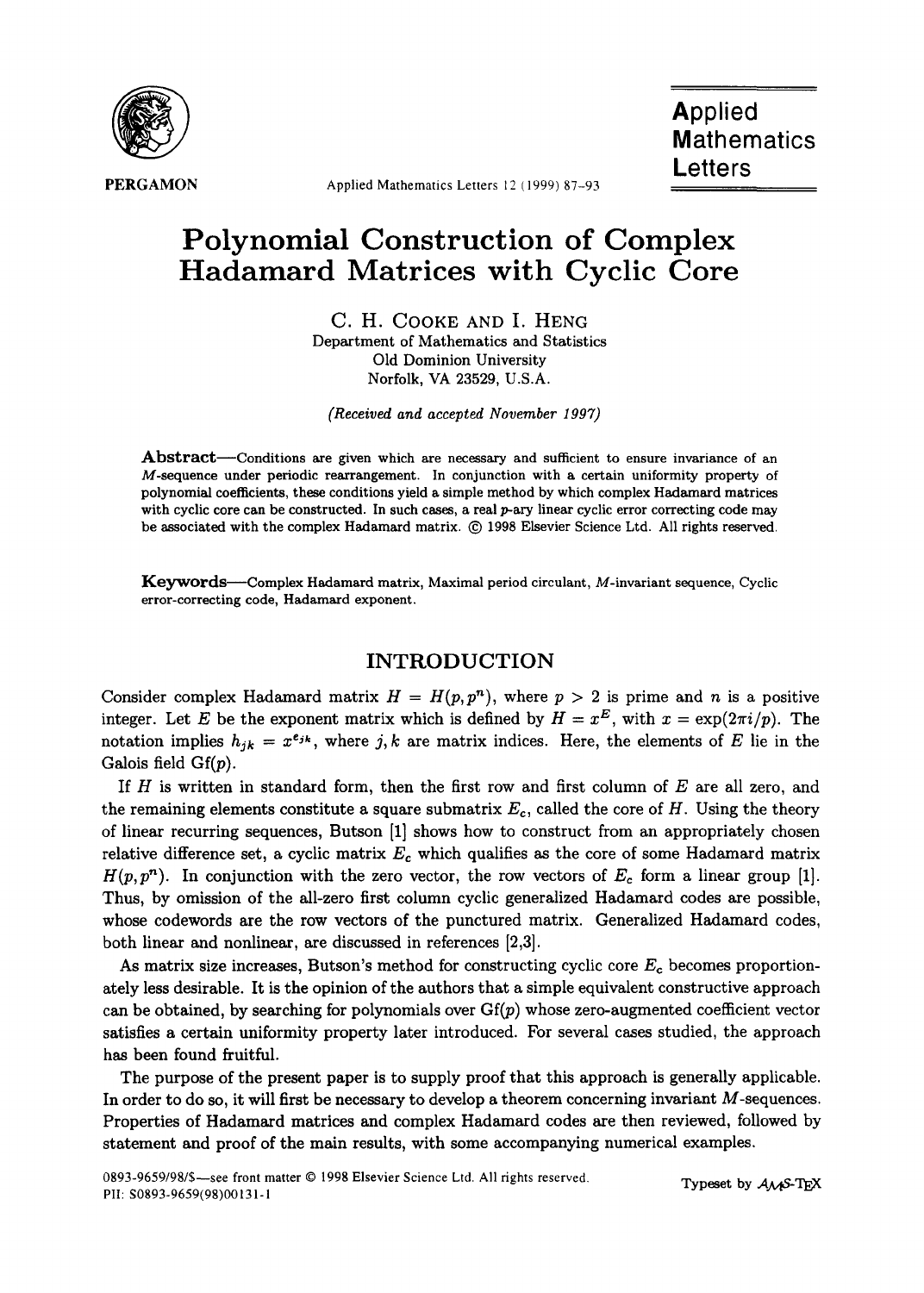# Polynomial Construction of Complex Hadamard Matrices with Cyclic Core

C. H. Cooke and I. Heng
Department of Mathematics and Statistics
Old Dominion University
Norfolk, VA 23529, U.S.A.

*(Received and accepted November 1997)*

**Abstract**—Conditions are given which are necessary and sufficient to ensure invariance of an $M$-sequence under periodic rearrangement. In conjunction with a certain uniformity property of polynomial coefficients, these conditions yield a simple method by which complex Hadamard matrices with cyclic core can be constructed. In such cases, a real $p$-ary linear cyclic error correcting code may be associated with the complex Hadamard matrix. © 1998 Elsevier Science Ltd. All rights reserved.

**Keywords**—Complex Hadamard matrix, Maximal period circulant, $M$-invariant sequence, Cyclic error-correcting code, Hadamard exponent.

## INTRODUCTION

Consider complex Hadamard matrix $H = H(p, p^n)$, where $p > 2$ is prime and $n$ is a positive integer. Let $E$ be the exponent matrix which is defined by $H = x^E$, with $x = \exp(2\pi i/p)$. The notation implies $h_{jk} = x^{e_{jk}}$, where $j, k$ are matrix indices. Here, the elements of $E$ lie in the Galois field $\mathrm{Gf}(p)$.

If $H$ is written in standard form, then the first row and first column of $E$ are all zero, and the remaining elements constitute a square submatrix $E_c$, called the core of $H$. Using the theory of linear recurring sequences, Butson [1] shows how to construct from an appropriately chosen relative difference set, a cyclic matrix $E_c$ which qualifies as the core of some Hadamard matrix $H(p, p^n)$. In conjunction with the zero vector, the row vectors of $E_c$ form a linear group [1]. Thus, by omission of the all-zero first column cyclic generalized Hadamard codes are possible, whose codewords are the row vectors of the punctured matrix. Generalized Hadamard codes, both linear and nonlinear, are discussed in references [2,3].

As matrix size increases, Butson's method for constructing cyclic core $E_c$ becomes proportionately less desirable. It is the opinion of the authors that a simple equivalent constructive approach can be obtained, by searching for polynomials over $\mathrm{Gf}(p)$ whose zero-augmented coefficient vector satisfies a certain uniformity property later introduced. For several cases studied, the approach has been found fruitful.

The purpose of the present paper is to supply proof that this approach is generally applicable. In order to do so, it will first be necessary to develop a theorem concerning invariant $M$-sequences. Properties of Hadamard matrices and complex Hadamard codes are then reviewed, followed by statement and proof of the main results, with some accompanying numerical examples.

0893-9659/98/\$—see front matter © 1998 Elsevier Science Ltd. All rights reserved.
PII: S0893-9659(98)00131-1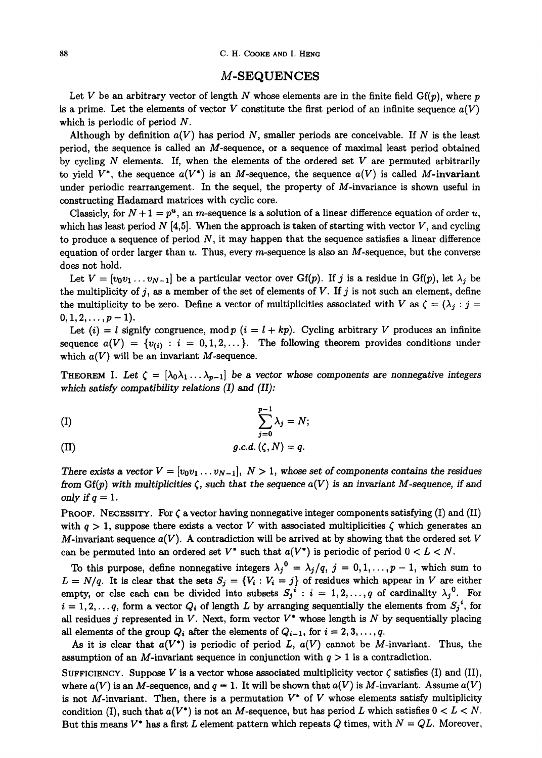## $M$-SEQUENCES

Let $V$ be an arbitrary vector of length $N$ whose elements are in the finite field Gf($p$), where $p$ is a prime. Let the elements of vector $V$ constitute the first period of an infinite sequence $a(V)$ which is periodic of period $N$.

Although by definition $a(V)$ has period $N$, smaller periods are conceivable. If $N$ is the least period, the sequence is called an $M$-sequence, or a sequence of maximal least period obtained by cycling $N$ elements. If, when the elements of the ordered set $V$ are permuted arbitrarily to yield $V^*$, the sequence $a(V^*)$ is an $M$-sequence, the sequence $a(V)$ is called **$M$-invariant** under periodic rearrangement. In the sequel, the property of $M$-invariance is shown useful in constructing Hadamard matrices with cyclic core.

Classicly, for $N+1 = p^u$, an $m$-sequence is a solution of a linear difference equation of order $u$, which has least period $N$ [4,5]. When the approach is taken of starting with vector $V$, and cycling to produce a sequence of period $N$, it may happen that the sequence satisfies a linear difference equation of order larger than $u$. Thus, every $m$-sequence is also an $M$-sequence, but the converse does not hold.

Let $V = [v_0 v_1 \dots v_{N-1}]$ be a particular vector over Gf($p$). If $j$ is a residue in Gf($p$), let $\lambda_j$ be the multiplicity of $j$, as a member of the set of elements of $V$. If $j$ is not such an element, define the multiplicity to be zero. Define a vector of multiplicities associated with $V$ as $\zeta = (\lambda_j : j = 0, 1, 2, \dots, p-1)$.

Let $(i) = l$ signify congruence, mod $p$ ($i = l + kp$). Cycling arbitrary $V$ produces an infinite sequence $a(V) = \{v_{(i)} : i = 0, 1, 2, \dots\}$. The following theorem provides conditions under which $a(V)$ will be an invariant $M$-sequence.

THEOREM I. *Let $\zeta = [\lambda_0 \lambda_1 \dots \lambda_{p-1}]$ be a vector whose components are nonnegative integers which satisfy compatibility relations (I) and (II):*

$$\text{(I)} \qquad \sum_{j=0}^{p-1} \lambda_j = N;$$

$$\text{(II)} \qquad g.c.d.\,(\zeta, N) = q.$$

*There exists a vector $V = [v_0 v_1 \dots v_{N-1}]$, $N > 1$, whose set of components contains the residues from Gf($p$) with multiplicities $\zeta$, such that the sequence $a(V)$ is an invariant $M$-sequence, if and only if $q = 1$.*

PROOF. NECESSITY. For $\zeta$ a vector having nonnegative integer components satisfying (I) and (II) with $q > 1$, suppose there exists a vector $V$ with associated multiplicities $\zeta$ which generates an $M$-invariant sequence $a(V)$. A contradiction will be arrived at by showing that the ordered set $V$ can be permuted into an ordered set $V^*$ such that $a(V^*)$ is periodic of period $0 < L < N$.

To this purpose, define nonnegative integers ${\lambda_j}^0 = \lambda_j / q$, $j = 0, 1, \dots, p-1$, which sum to $L = N/q$. It is clear that the sets $S_j = \{V_i : V_i = j\}$ of residues which appear in $V$ are either empty, or else each can be divided into subsets ${S_j}^i : i = 1, 2, \dots, q$ of cardinality ${\lambda_j}^0$. For $i = 1, 2, \dots q$, form a vector $Q_i$ of length $L$ by arranging sequentially the elements from ${S_j}^i$, for all residues $j$ represented in $V$. Next, form vector $V^*$ whose length is $N$ by sequentially placing all elements of the group $Q_i$ after the elements of $Q_{i-1}$, for $i = 2, 3, \dots, q$.

As it is clear that $a(V^*)$ is periodic of period $L$, $a(V)$ cannot be $M$-invariant. Thus, the assumption of an $M$-invariant sequence in conjunction with $q > 1$ is a contradiction.

SUFFICIENCY. Suppose $V$ is a vector whose associated multiplicity vector $\zeta$ satisfies (I) and (II), where $a(V)$ is an $M$-sequence, and $q = 1$. It will be shown that $a(V)$ is $M$-invariant. Assume $a(V)$ is not $M$-invariant. Then, there is a permutation $V^*$ of $V$ whose elements satisfy multiplicity condition (I), such that $a(V^*)$ is not an $M$-sequence, but has period $L$ which satisfies $0 < L < N$. But this means $V^*$ has a first $L$ element pattern which repeats $Q$ times, with $N = QL$. Moreover,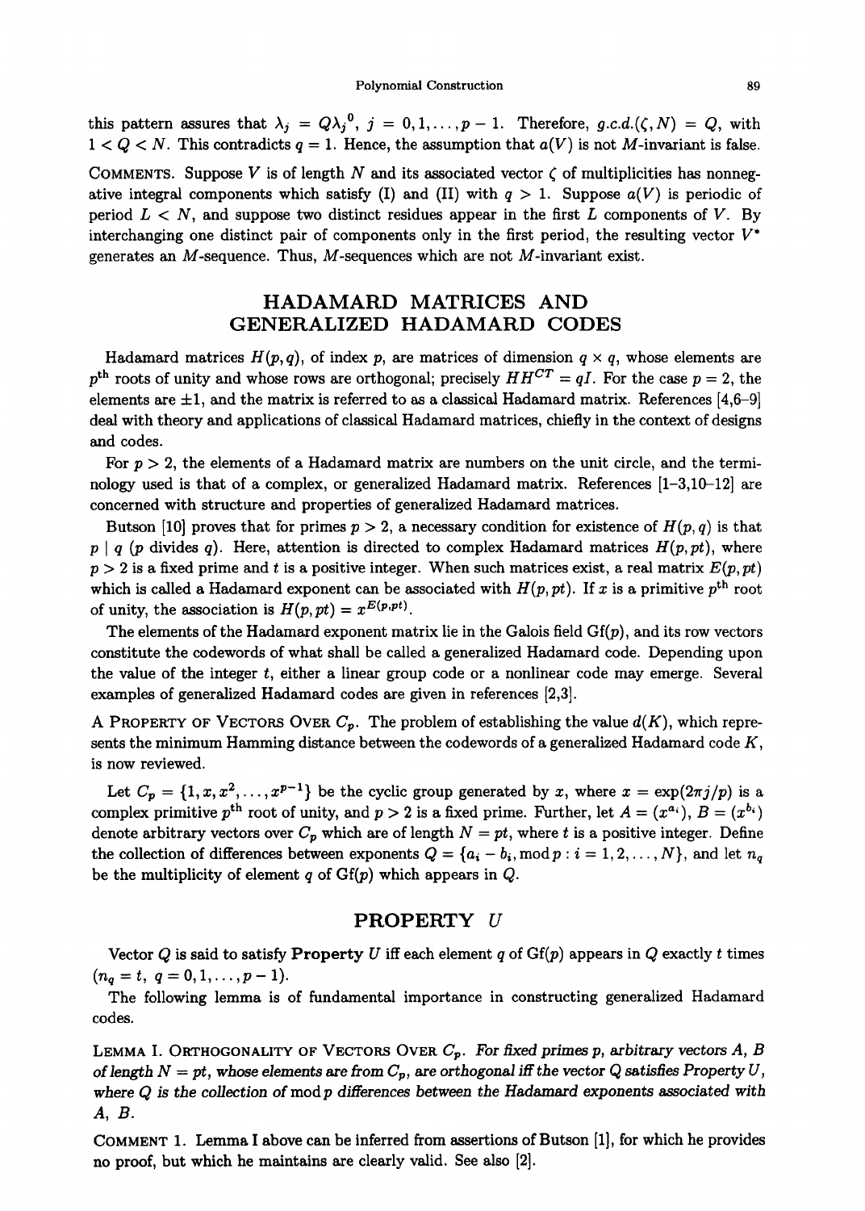this pattern assures that $\lambda_j = Q\lambda_j{}^0$, $j = 0, 1, \ldots, p-1$. Therefore, $g.c.d.(\zeta, N) = Q$, with $1 < Q < N$. This contradicts $q = 1$. Hence, the assumption that $a(V)$ is not $M$-invariant is false.

COMMENTS. Suppose $V$ is of length $N$ and its associated vector $\zeta$ of multiplicities has nonnegative integral components which satisfy (I) and (II) with $q > 1$. Suppose $a(V)$ is periodic of period $L < N$, and suppose two distinct residues appear in the first $L$ components of $V$. By interchanging one distinct pair of components only in the first period, the resulting vector $V^*$ generates an $M$-sequence. Thus, $M$-sequences which are not $M$-invariant exist.

## HADAMARD MATRICES AND GENERALIZED HADAMARD CODES

Hadamard matrices $H(p, q)$, of index $p$, are matrices of dimension $q \times q$, whose elements are $p^{\text{th}}$ roots of unity and whose rows are orthogonal; precisely $HH^{CT} = qI$. For the case $p = 2$, the elements are $\pm 1$, and the matrix is referred to as a classical Hadamard matrix. References [4,6–9] deal with theory and applications of classical Hadamard matrices, chiefly in the context of designs and codes.

For $p > 2$, the elements of a Hadamard matrix are numbers on the unit circle, and the terminology used is that of a complex, or generalized Hadamard matrix. References [1–3,10–12] are concerned with structure and properties of generalized Hadamard matrices.

Butson [10] proves that for primes $p > 2$, a necessary condition for existence of $H(p, q)$ is that $p \mid q$ ($p$ divides $q$). Here, attention is directed to complex Hadamard matrices $H(p, pt)$, where $p > 2$ is a fixed prime and $t$ is a positive integer. When such matrices exist, a real matrix $E(p, pt)$ which is called a Hadamard exponent can be associated with $H(p, pt)$. If $x$ is a primitive $p^{\text{th}}$ root of unity, the association is $H(p, pt) = x^{E(p,pt)}$.

The elements of the Hadamard exponent matrix lie in the Galois field Gf($p$), and its row vectors constitute the codewords of what shall be called a generalized Hadamard code. Depending upon the value of the integer $t$, either a linear group code or a nonlinear code may emerge. Several examples of generalized Hadamard codes are given in references [2,3].

A PROPERTY OF VECTORS OVER $C_p$. The problem of establishing the value $d(K)$, which represents the minimum Hamming distance between the codewords of a generalized Hadamard code $K$, is now reviewed.

Let $C_p = \{1, x, x^2, \ldots, x^{p-1}\}$ be the cyclic group generated by $x$, where $x = \exp(2\pi j/p)$ is a complex primitive $p^{\text{th}}$ root of unity, and $p > 2$ is a fixed prime. Further, let $A = (x^{a_i})$, $B = (x^{b_i})$ denote arbitrary vectors over $C_p$ which are of length $N = pt$, where $t$ is a positive integer. Define the collection of differences between exponents $Q = \{a_i - b_i, \bmod p : i = 1, 2, \ldots, N\}$, and let $n_q$ be the multiplicity of element $q$ of Gf($p$) which appears in $Q$.

## PROPERTY $U$

Vector $Q$ is said to satisfy **Property** $U$ iff each element $q$ of Gf($p$) appears in $Q$ exactly $t$ times ($n_q = t$, $q = 0, 1, \ldots, p-1$).

The following lemma is of fundamental importance in constructing generalized Hadamard codes.

LEMMA I. ORTHOGONALITY OF VECTORS OVER $C_p$. *For fixed primes $p$, arbitrary vectors $A$, $B$ of length $N = pt$, whose elements are from $C_p$, are orthogonal iff the vector $Q$ satisfies Property $U$, where $Q$ is the collection of* mod $p$ *differences between the Hadamard exponents associated with $A$, $B$.*

COMMENT 1. Lemma I above can be inferred from assertions of Butson [1], for which he provides no proof, but which he maintains are clearly valid. See also [2].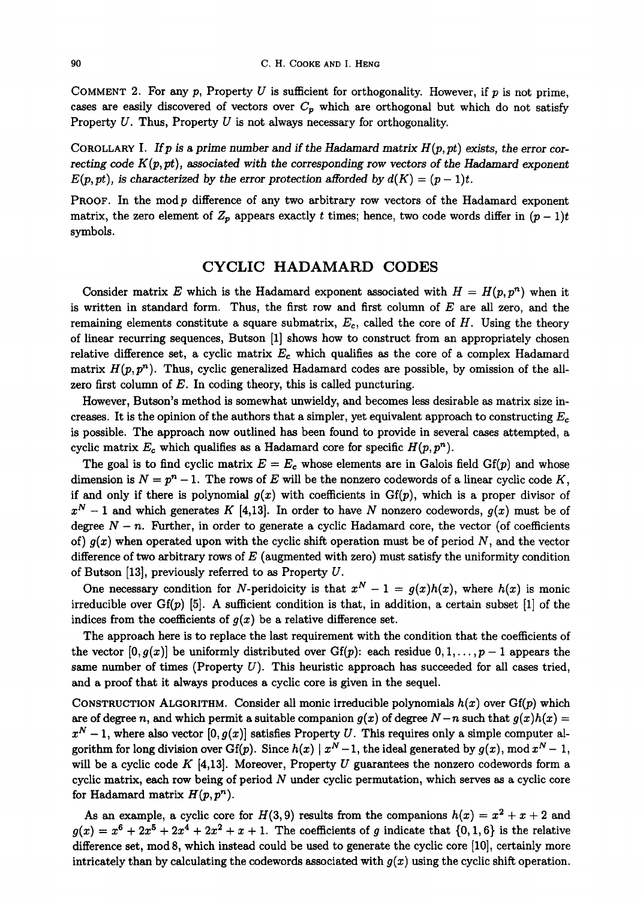COMMENT 2. For any $p$, Property $U$ is sufficient for orthogonality. However, if $p$ is not prime, cases are easily discovered of vectors over $C_p$ which are orthogonal but which do not satisfy Property $U$. Thus, Property $U$ is not always necessary for orthogonality.

COROLLARY I. *If $p$ is a prime number and if the Hadamard matrix $H(p, pt)$ exists, the error correcting code $K(p, pt)$, associated with the corresponding row vectors of the Hadamard exponent $E(p, pt)$, is characterized by the error protection afforded by $d(K) = (p-1)t$.*

PROOF. In the mod $p$ difference of any two arbitrary row vectors of the Hadamard exponent matrix, the zero element of $Z_p$ appears exactly $t$ times; hence, two code words differ in $(p-1)t$ symbols.

## CYCLIC HADAMARD CODES

Consider matrix $E$ which is the Hadamard exponent associated with $H = H(p, p^n)$ when it is written in standard form. Thus, the first row and first column of $E$ are all zero, and the remaining elements constitute a square submatrix, $E_c$, called the core of $H$. Using the theory of linear recurring sequences, Butson [1] shows how to construct from an appropriately chosen relative difference set, a cyclic matrix $E_c$ which qualifies as the core of a complex Hadamard matrix $H(p, p^n)$. Thus, cyclic generalized Hadamard codes are possible, by omission of the all-zero first column of $E$. In coding theory, this is called puncturing.

However, Butson's method is somewhat unwieldy, and becomes less desirable as matrix size increases. It is the opinion of the authors that a simpler, yet equivalent approach to constructing $E_c$ is possible. The approach now outlined has been found to provide in several cases attempted, a cyclic matrix $E_c$ which qualifies as a Hadamard core for specific $H(p, p^n)$.

The goal is to find cyclic matrix $E = E_c$ whose elements are in Galois field Gf($p$) and whose dimension is $N = p^n - 1$. The rows of $E$ will be the nonzero codewords of a linear cyclic code $K$, if and only if there is polynomial $g(x)$ with coefficients in Gf($p$), which is a proper divisor of $x^N - 1$ and which generates $K$ [4,13]. In order to have $N$ nonzero codewords, $g(x)$ must be of degree $N - n$. Further, in order to generate a cyclic Hadamard core, the vector (of coefficients of) $g(x)$ when operated upon with the cyclic shift operation must be of period $N$, and the vector difference of two arbitrary rows of $E$ (augmented with zero) must satisfy the uniformity condition of Butson [13], previously referred to as Property $U$.

One necessary condition for $N$-peridoicity is that $x^N - 1 = g(x)h(x)$, where $h(x)$ is monic irreducible over Gf($p$) [5]. A sufficient condition is that, in addition, a certain subset [1] of the indices from the coefficients of $g(x)$ be a relative difference set.

The approach here is to replace the last requirement with the condition that the coefficients of the vector $[0, g(x)]$ be uniformly distributed over Gf($p$): each residue $0, 1, \ldots, p-1$ appears the same number of times (Property $U$). This heuristic approach has succeeded for all cases tried, and a proof that it always produces a cyclic core is given in the sequel.

CONSTRUCTION ALGORITHM. Consider all monic irreducible polynomials $h(x)$ over Gf($p$) which are of degree $n$, and which permit a suitable companion $g(x)$ of degree $N-n$ such that $g(x)h(x) = x^N - 1$, where also vector $[0, g(x)]$ satisfies Property $U$. This requires only a simple computer algorithm for long division over Gf($p$). Since $h(x) \mid x^N - 1$, the ideal generated by $g(x)$, mod $x^N - 1$, will be a cyclic code $K$ [4,13]. Moreover, Property $U$ guarantees the nonzero codewords form a cyclic matrix, each row being of period $N$ under cyclic permutation, which serves as a cyclic core for Hadamard matrix $H(p, p^n)$.

As an example, a cyclic core for $H(3, 9)$ results from the companions $h(x) = x^2 + x + 2$ and $g(x) = x^6 + 2x^5 + 2x^4 + 2x^2 + x + 1$. The coefficients of $g$ indicate that $\{0, 1, 6\}$ is the relative difference set, mod 8, which instead could be used to generate the cyclic core [10], certainly more intricately than by calculating the codewords associated with $g(x)$ using the cyclic shift operation.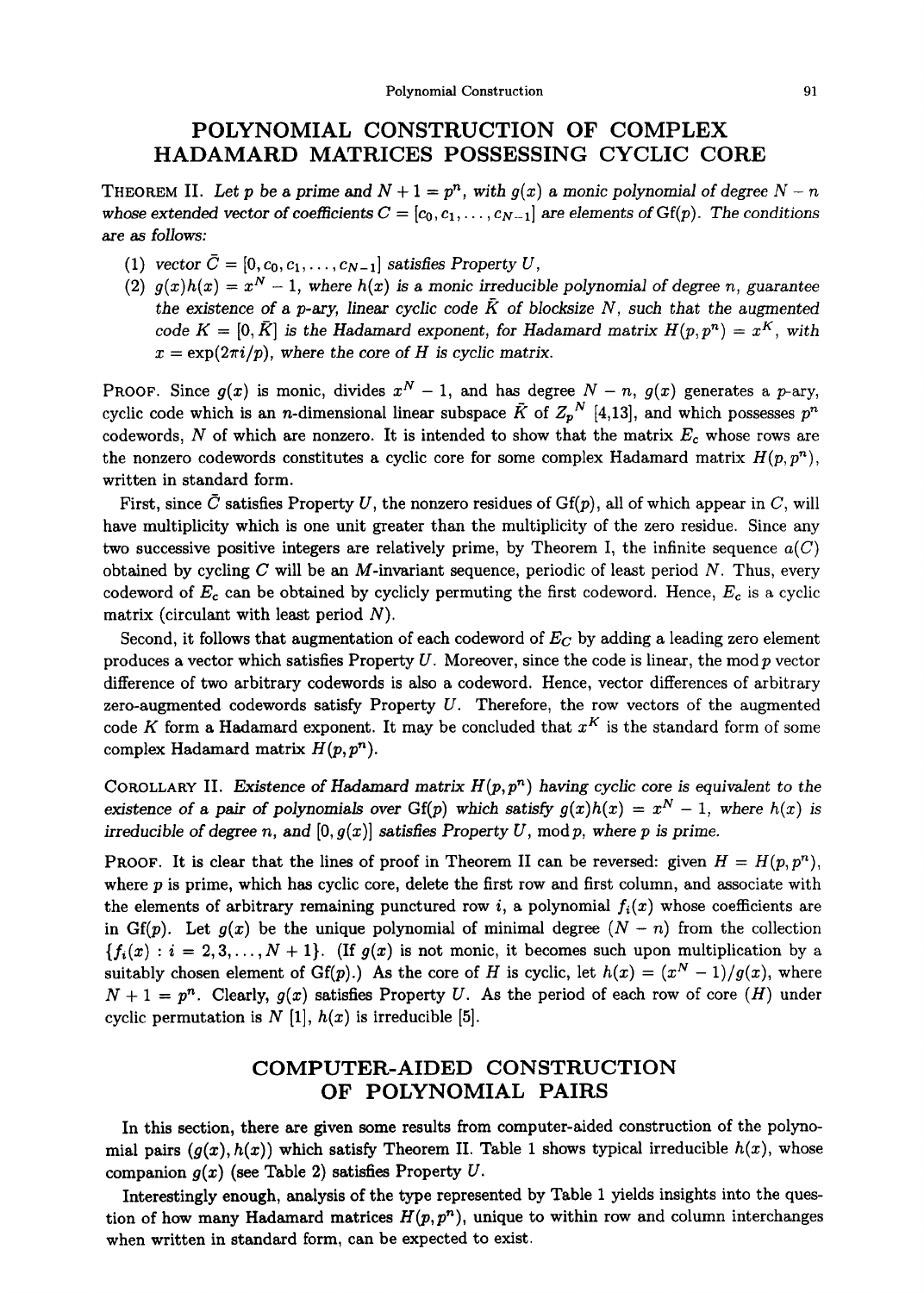## POLYNOMIAL CONSTRUCTION OF COMPLEX HADAMARD MATRICES POSSESSING CYCLIC CORE

THEOREM II. *Let $p$ be a prime and $N+1 = p^n$, with $g(x)$ a monic polynomial of degree $N-n$ whose extended vector of coefficients $C = [c_0, c_1, \dots, c_{N-1}]$ are elements of* Gf$(p)$. *The conditions are as follows:*

1. *vector $\bar{C} = [0, c_0, c_1, \dots, c_{N-1}]$ satisfies Property $U$,*
2. *$g(x)h(x) = x^N - 1$, where $h(x)$ is a monic irreducible polynomial of degree $n$, guarantee the existence of a $p$-ary, linear cyclic code $\bar{K}$ of blocksize $N$, such that the augmented code $K = [0, \bar{K}]$ is the Hadamard exponent, for Hadamard matrix $H(p,p^n) = x^K$, with $x = \exp(2\pi i/p)$, where the core of $H$ is cyclic matrix.*

PROOF. Since $g(x)$ is monic, divides $x^N - 1$, and has degree $N-n$, $g(x)$ generates a $p$-ary, cyclic code which is an $n$-dimensional linear subspace $\bar{K}$ of ${Z_p}^N$ [4,13], and which possesses $p^n$ codewords, $N$ of which are nonzero. It is intended to show that the matrix $E_c$ whose rows are the nonzero codewords constitutes a cyclic core for some complex Hadamard matrix $H(p,p^n)$, written in standard form.

First, since $\bar{C}$ satisfies Property $U$, the nonzero residues of Gf$(p)$, all of which appear in $C$, will have multiplicity which is one unit greater than the multiplicity of the zero residue. Since any two successive positive integers are relatively prime, by Theorem I, the infinite sequence $a(C)$ obtained by cycling $C$ will be an $M$-invariant sequence, periodic of least period $N$. Thus, every codeword of $E_c$ can be obtained by cyclicly permuting the first codeword. Hence, $E_c$ is a cyclic matrix (circulant with least period $N$).

Second, it follows that augmentation of each codeword of $E_C$ by adding a leading zero element produces a vector which satisfies Property $U$. Moreover, since the code is linear, the mod $p$ vector difference of two arbitrary codewords is also a codeword. Hence, vector differences of arbitrary zero-augmented codewords satisfy Property $U$. Therefore, the row vectors of the augmented code $K$ form a Hadamard exponent. It may be concluded that $x^K$ is the standard form of some complex Hadamard matrix $H(p,p^n)$.

COROLLARY II. *Existence of Hadamard matrix $H(p,p^n)$ having cyclic core is equivalent to the existence of a pair of polynomials over* Gf$(p)$ *which satisfy $g(x)h(x) = x^N - 1$, where $h(x)$ is irreducible of degree $n$, and $[0, g(x)]$ satisfies Property $U$, mod $p$, where $p$ is prime.*

PROOF. It is clear that the lines of proof in Theorem II can be reversed: given $H = H(p,p^n)$, where $p$ is prime, which has cyclic core, delete the first row and first column, and associate with the elements of arbitrary remaining punctured row $i$, a polynomial $f_i(x)$ whose coefficients are in Gf$(p)$. Let $g(x)$ be the unique polynomial of minimal degree $(N-n)$ from the collection $\{f_i(x) : i = 2, 3, \dots, N+1\}$. (If $g(x)$ is not monic, it becomes such upon multiplication by a suitably chosen element of Gf$(p)$.) As the core of $H$ is cyclic, let $h(x) = (x^N - 1)/g(x)$, where $N + 1 = p^n$. Clearly, $g(x)$ satisfies Property $U$. As the period of each row of core $(H)$ under cyclic permutation is $N$ [1], $h(x)$ is irreducible [5].

## COMPUTER-AIDED CONSTRUCTION OF POLYNOMIAL PAIRS

In this section, there are given some results from computer-aided construction of the polynomial pairs $(g(x), h(x))$ which satisfy Theorem II. Table 1 shows typical irreducible $h(x)$, whose companion $g(x)$ (see Table 2) satisfies Property $U$.

Interestingly enough, analysis of the type represented by Table 1 yields insights into the question of how many Hadamard matrices $H(p,p^n)$, unique to within row and column interchanges when written in standard form, can be expected to exist.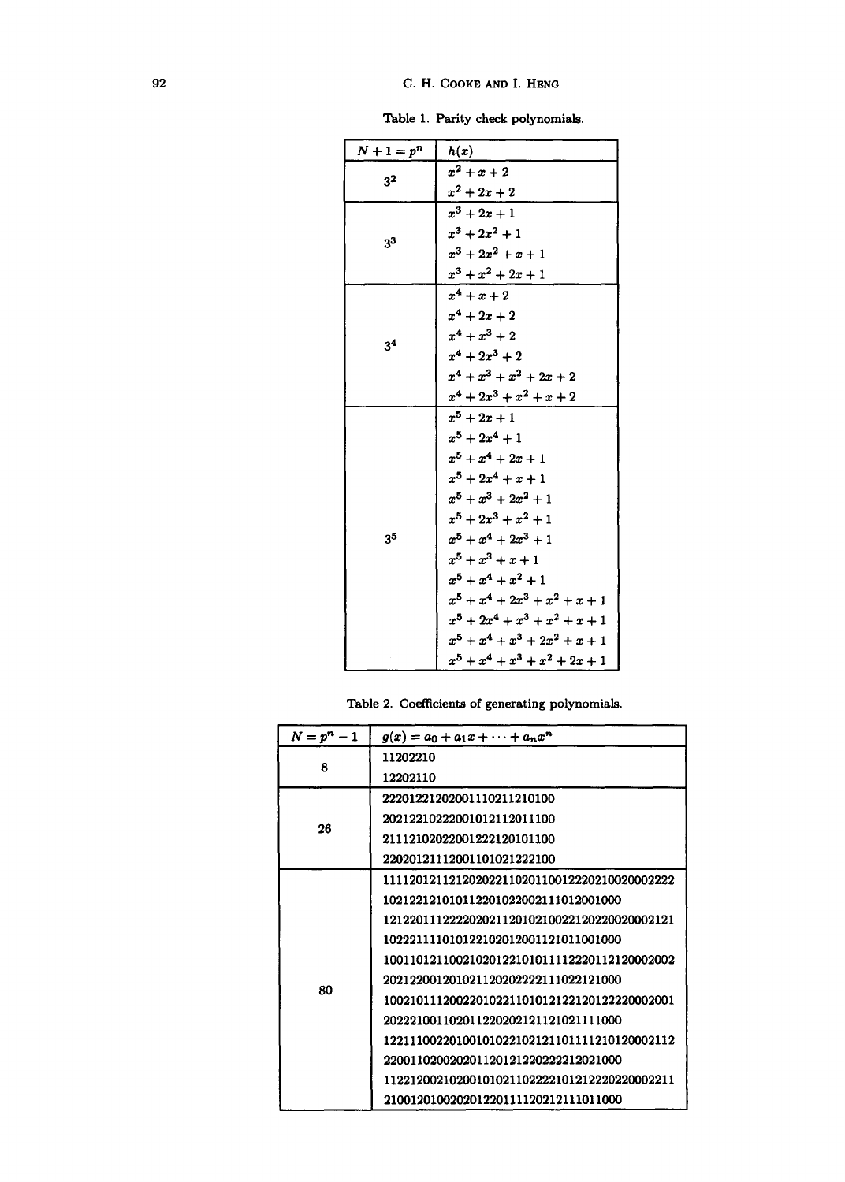Table 1. Parity check polynomials.

| $N+1 = p^n$ | $h(x)$ |
|---|---|
| $3^2$ | $x^2 + x + 2$ |
| | $x^2 + 2x + 2$ |
| $3^3$ | $x^3 + 2x + 1$ |
| | $x^3 + 2x^2 + 1$ |
| | $x^3 + 2x^2 + x + 1$ |
| | $x^3 + x^2 + 2x + 1$ |
| $3^4$ | $x^4 + x + 2$ |
| | $x^4 + 2x + 2$ |
| | $x^4 + x^3 + 2$ |
| | $x^4 + 2x^3 + 2$ |
| | $x^4 + x^3 + x^2 + 2x + 2$ |
| | $x^4 + 2x^3 + x^2 + x + 2$ |
| $3^5$ | $x^5 + 2x + 1$ |
| | $x^5 + 2x^4 + 1$ |
| | $x^5 + x^4 + 2x + 1$ |
| | $x^5 + 2x^4 + x + 1$ |
| | $x^5 + x^3 + 2x^2 + 1$ |
| | $x^5 + 2x^3 + x^2 + 1$ |
| | $x^5 + x^4 + 2x^3 + 1$ |
| | $x^5 + x^3 + x + 1$ |
| | $x^5 + x^4 + x^2 + 1$ |
| | $x^5 + x^4 + 2x^3 + x^2 + x + 1$ |
| | $x^5 + 2x^4 + x^3 + x^2 + x + 1$ |
| | $x^5 + x^4 + x^3 + 2x^2 + x + 1$ |
| | $x^5 + x^4 + x^3 + x^2 + 2x + 1$ |

Table 2. Coefficients of generating polynomials.

| $N = p^n - 1$ | $g(x) = a_0 + a_1 x + \cdots + a_n x^n$ |
|---|---|
| 8 | 11202210 |
| | 12202110 |
| 26 | 2220122120200111021121010 0 |
| | 20212210222001012112011100 |
| | 21112102022001222120101100 |
| | 22020121112001101021222100 |
| 80 | 11112012112120202211020110012220210020002222 |
| | 10212212101011220102200211101 2001000 |
| | 12122011122220202112010210022120220020002121 |
| | 10222111101012210201200112101 1001000 |
| | 10011012110021020122101011112220112120002002 |
| | 20212200120102112020222211102212 1000 |
| | 10021011120022010221101012122120122220002001 |
| | 20222100110201122020212112102111 1000 |
| | 12211100220100101022102121101111210120002112 |
| | 22001102002020112012122022221202 1000 |
| | 11221200210200101021102222101212220220002211 |
| | 21001201002020122011112021211101 1000 |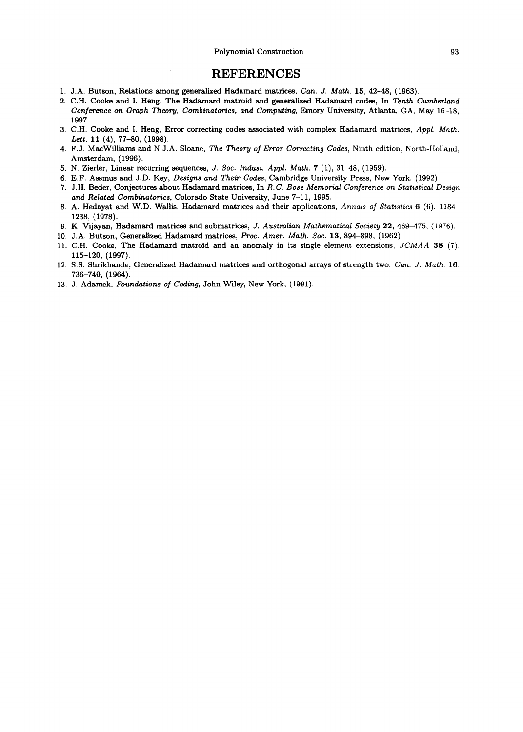## REFERENCES

1. J.A. Butson, Relations among generalized Hadamard matrices, *Can. J. Math.* **15**, 42–48, (1963).
2. C.H. Cooke and I. Heng, The Hadamard matroid and generalized Hadamard codes, In *Tenth Cumberland Conference on Graph Theory, Combinatorics, and Computing*, Emory University, Atlanta, GA, May 16–18, 1997.
3. C.H. Cooke and I. Heng, Error correcting codes associated with complex Hadamard matrices, *Appl. Math. Lett.* **11** (4), 77–80, (1998).
4. F.J. MacWilliams and N.J.A. Sloane, *The Theory of Error Correcting Codes*, Ninth edition, North-Holland, Amsterdam, (1996).
5. N. Zierler, Linear recurring sequences, *J. Soc. Indust. Appl. Math.* **7** (1), 31–48, (1959).
6. E.F. Assmus and J.D. Key, *Designs and Their Codes*, Cambridge University Press, New York, (1992).
7. J.H. Beder, Conjectures about Hadamard matrices, In *R.C. Bose Memorial Conference on Statistical Design and Related Combinatorics*, Colorado State University, June 7–11, 1995.
8. A. Hedayat and W.D. Wallis, Hadamard matrices and their applications, *Annals of Statistics* **6** (6), 1184–1238, (1978).
9. K. Vijayan, Hadamard matrices and submatrices, *J. Australian Mathematical Society* **22**, 469–475, (1976).
10. J.A. Butson, Generalized Hadamard matrices, *Proc. Amer. Math. Soc.* **13**, 894–898, (1962).
11. C.H. Cooke, The Hadamard matroid and an anomaly in its single element extensions, *JCMAA* **38** (7), 115–120, (1997).
12. S.S. Shrikhande, Generalized Hadamard matrices and orthogonal arrays of strength two, *Can. J. Math.* **16**, 736–740, (1964).
13. J. Adamek, *Foundations of Coding*, John Wiley, New York, (1991).